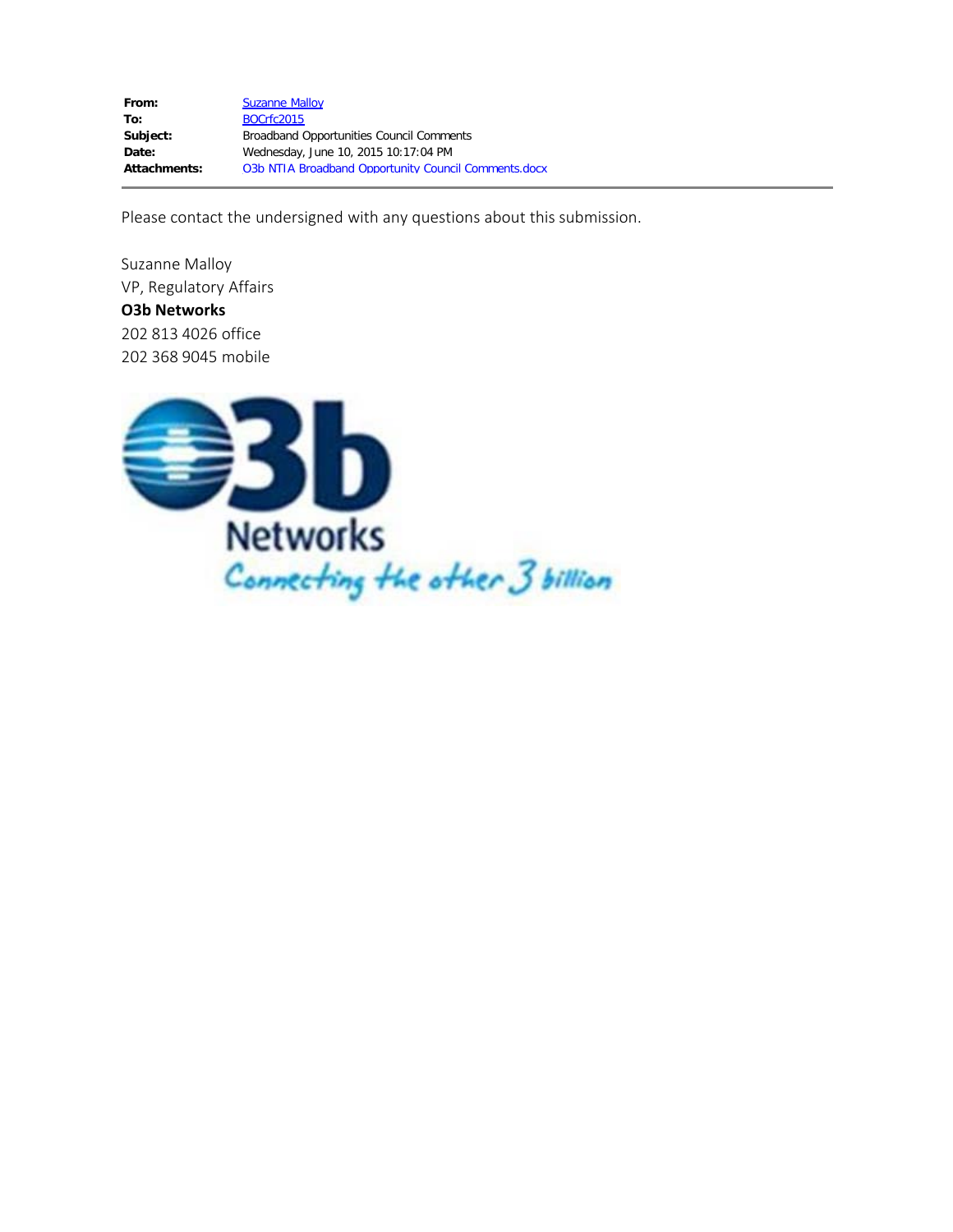| | |
|---|---|
| **From:** | Suzanne Malloy |
| **To:** | BOCrfc2015 |
| **Subject:** | Broadband Opportunities Council Comments |
| **Date:** | Wednesday, June 10, 2015 10:17:04 PM |
| **Attachments:** | O3b NTIA Broadband Opportunity Council Comments.docx |

---

Please contact the undersigned with any questions about this submission.

Suzanne Malloy
VP, Regulatory Affairs
**O3b Networks**
202 813 4026 office
202 368 9045 mobile

O3b
Networks
*Connecting the other 3 billion*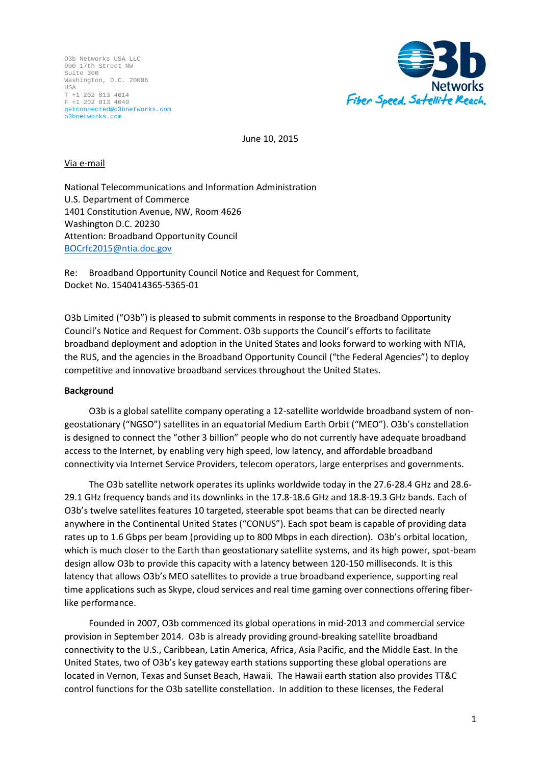O3b Networks USA LLC
900 17th Street NW
Suite 300
Washington, D.C. 20006
USA
T +1 202 813 4014
F +1 202 813 4040
getconnected@o3bnetworks.com
o3bnetworks.com

June 10, 2015

Via e-mail

National Telecommunications and Information Administration
U.S. Department of Commerce
1401 Constitution Avenue, NW, Room 4626
Washington D.C. 20230
Attention: Broadband Opportunity Council
BOCrfc2015@ntia.doc.gov

Re: Broadband Opportunity Council Notice and Request for Comment,
Docket No. 1540414365-5365-01

O3b Limited ("O3b") is pleased to submit comments in response to the Broadband Opportunity Council's Notice and Request for Comment. O3b supports the Council's efforts to facilitate broadband deployment and adoption in the United States and looks forward to working with NTIA, the RUS, and the agencies in the Broadband Opportunity Council ("the Federal Agencies") to deploy competitive and innovative broadband services throughout the United States.

**Background**

O3b is a global satellite company operating a 12-satellite worldwide broadband system of non-geostationary ("NGSO") satellites in an equatorial Medium Earth Orbit ("MEO"). O3b's constellation is designed to connect the "other 3 billion" people who do not currently have adequate broadband access to the Internet, by enabling very high speed, low latency, and affordable broadband connectivity via Internet Service Providers, telecom operators, large enterprises and governments.

The O3b satellite network operates its uplinks worldwide today in the 27.6-28.4 GHz and 28.6-29.1 GHz frequency bands and its downlinks in the 17.8-18.6 GHz and 18.8-19.3 GHz bands. Each of O3b's twelve satellites features 10 targeted, steerable spot beams that can be directed nearly anywhere in the Continental United States ("CONUS"). Each spot beam is capable of providing data rates up to 1.6 Gbps per beam (providing up to 800 Mbps in each direction). O3b's orbital location, which is much closer to the Earth than geostationary satellite systems, and its high power, spot-beam design allow O3b to provide this capacity with a latency between 120-150 milliseconds. It is this latency that allows O3b's MEO satellites to provide a true broadband experience, supporting real time applications such as Skype, cloud services and real time gaming over connections offering fiber-like performance.

Founded in 2007, O3b commenced its global operations in mid-2013 and commercial service provision in September 2014. O3b is already providing ground-breaking satellite broadband connectivity to the U.S., Caribbean, Latin America, Africa, Asia Pacific, and the Middle East. In the United States, two of O3b's key gateway earth stations supporting these global operations are located in Vernon, Texas and Sunset Beach, Hawaii. The Hawaii earth station also provides TT&C control functions for the O3b satellite constellation. In addition to these licenses, the Federal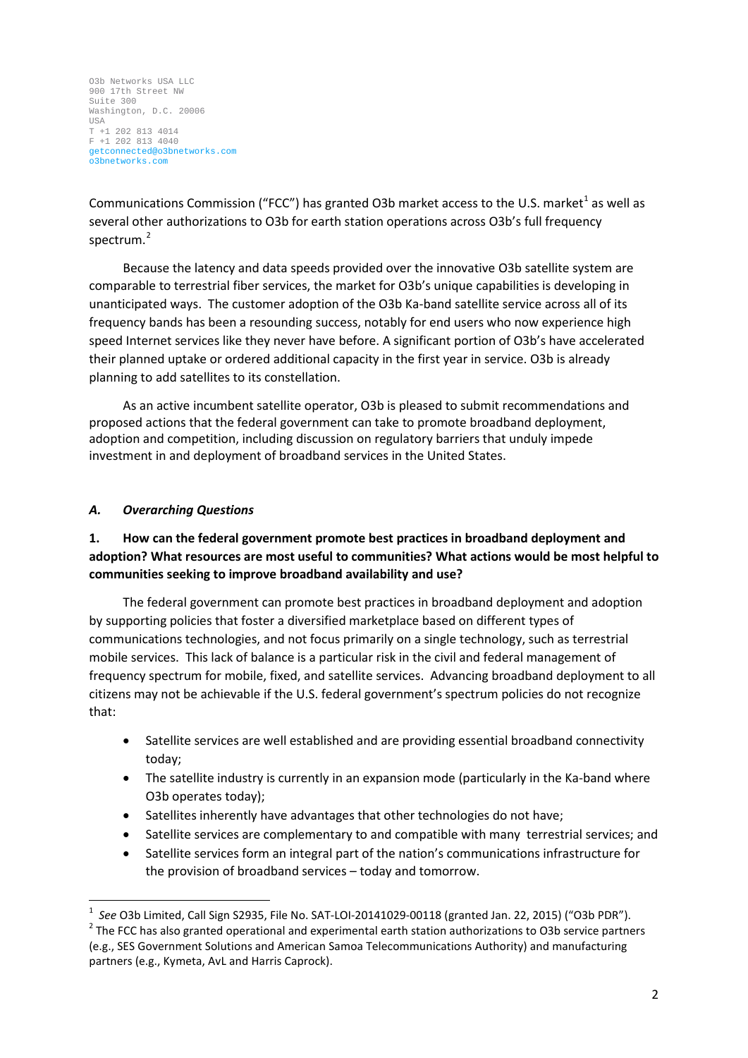O3b Networks USA LLC
900 17th Street NW
Suite 300
Washington, D.C. 20006
USA
T +1 202 813 4014
F +1 202 813 4040
getconnected@o3bnetworks.com
o3bnetworks.com

Communications Commission ("FCC") has granted O3b market access to the U.S. market[1] as well as several other authorizations to O3b for earth station operations across O3b's full frequency spectrum.[2]

Because the latency and data speeds provided over the innovative O3b satellite system are comparable to terrestrial fiber services, the market for O3b's unique capabilities is developing in unanticipated ways. The customer adoption of the O3b Ka-band satellite service across all of its frequency bands has been a resounding success, notably for end users who now experience high speed Internet services like they never have before. A significant portion of O3b's have accelerated their planned uptake or ordered additional capacity in the first year in service. O3b is already planning to add satellites to its constellation.

As an active incumbent satellite operator, O3b is pleased to submit recommendations and proposed actions that the federal government can take to promote broadband deployment, adoption and competition, including discussion on regulatory barriers that unduly impede investment in and deployment of broadband services in the United States.

### *A. Overarching Questions*

**1. How can the federal government promote best practices in broadband deployment and adoption? What resources are most useful to communities? What actions would be most helpful to communities seeking to improve broadband availability and use?**

The federal government can promote best practices in broadband deployment and adoption by supporting policies that foster a diversified marketplace based on different types of communications technologies, and not focus primarily on a single technology, such as terrestrial mobile services. This lack of balance is a particular risk in the civil and federal management of frequency spectrum for mobile, fixed, and satellite services. Advancing broadband deployment to all citizens may not be achievable if the U.S. federal government's spectrum policies do not recognize that:

- Satellite services are well established and are providing essential broadband connectivity today;
- The satellite industry is currently in an expansion mode (particularly in the Ka-band where O3b operates today);
- Satellites inherently have advantages that other technologies do not have;
- Satellite services are complementary to and compatible with many terrestrial services; and
- Satellite services form an integral part of the nation's communications infrastructure for the provision of broadband services – today and tomorrow.

---

[1] *See* O3b Limited, Call Sign S2935, File No. SAT-LOI-20141029-00118 (granted Jan. 22, 2015) ("O3b PDR").

[2] The FCC has also granted operational and experimental earth station authorizations to O3b service partners (e.g., SES Government Solutions and American Samoa Telecommunications Authority) and manufacturing partners (e.g., Kymeta, AvL and Harris Caprock).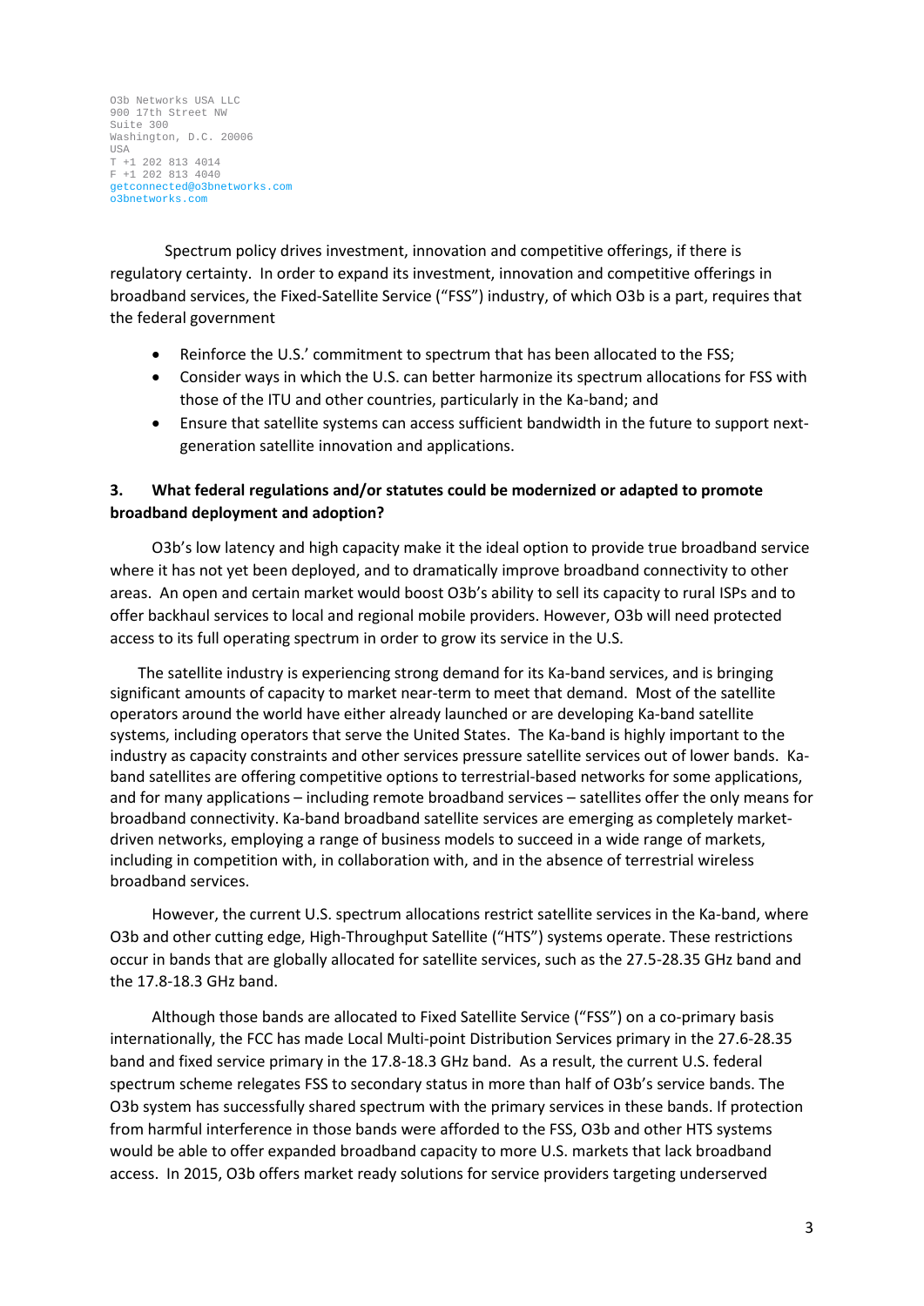O3b Networks USA LLC
900 17th Street NW
Suite 300
Washington, D.C. 20006
USA
T +1 202 813 4014
F +1 202 813 4040
getconnected@o3bnetworks.com
o3bnetworks.com

Spectrum policy drives investment, innovation and competitive offerings, if there is regulatory certainty. In order to expand its investment, innovation and competitive offerings in broadband services, the Fixed-Satellite Service ("FSS") industry, of which O3b is a part, requires that the federal government

- Reinforce the U.S.' commitment to spectrum that has been allocated to the FSS;
- Consider ways in which the U.S. can better harmonize its spectrum allocations for FSS with those of the ITU and other countries, particularly in the Ka-band; and
- Ensure that satellite systems can access sufficient bandwidth in the future to support next-generation satellite innovation and applications.

### 3. What federal regulations and/or statutes could be modernized or adapted to promote broadband deployment and adoption?

O3b's low latency and high capacity make it the ideal option to provide true broadband service where it has not yet been deployed, and to dramatically improve broadband connectivity to other areas. An open and certain market would boost O3b's ability to sell its capacity to rural ISPs and to offer backhaul services to local and regional mobile providers. However, O3b will need protected access to its full operating spectrum in order to grow its service in the U.S.

The satellite industry is experiencing strong demand for its Ka-band services, and is bringing significant amounts of capacity to market near-term to meet that demand. Most of the satellite operators around the world have either already launched or are developing Ka-band satellite systems, including operators that serve the United States. The Ka-band is highly important to the industry as capacity constraints and other services pressure satellite services out of lower bands. Ka-band satellites are offering competitive options to terrestrial-based networks for some applications, and for many applications – including remote broadband services – satellites offer the only means for broadband connectivity. Ka-band broadband satellite services are emerging as completely market-driven networks, employing a range of business models to succeed in a wide range of markets, including in competition with, in collaboration with, and in the absence of terrestrial wireless broadband services.

However, the current U.S. spectrum allocations restrict satellite services in the Ka-band, where O3b and other cutting edge, High-Throughput Satellite ("HTS") systems operate. These restrictions occur in bands that are globally allocated for satellite services, such as the 27.5-28.35 GHz band and the 17.8-18.3 GHz band.

Although those bands are allocated to Fixed Satellite Service ("FSS") on a co-primary basis internationally, the FCC has made Local Multi-point Distribution Services primary in the 27.6-28.35 band and fixed service primary in the 17.8-18.3 GHz band. As a result, the current U.S. federal spectrum scheme relegates FSS to secondary status in more than half of O3b's service bands. The O3b system has successfully shared spectrum with the primary services in these bands. If protection from harmful interference in those bands were afforded to the FSS, O3b and other HTS systems would be able to offer expanded broadband capacity to more U.S. markets that lack broadband access. In 2015, O3b offers market ready solutions for service providers targeting underserved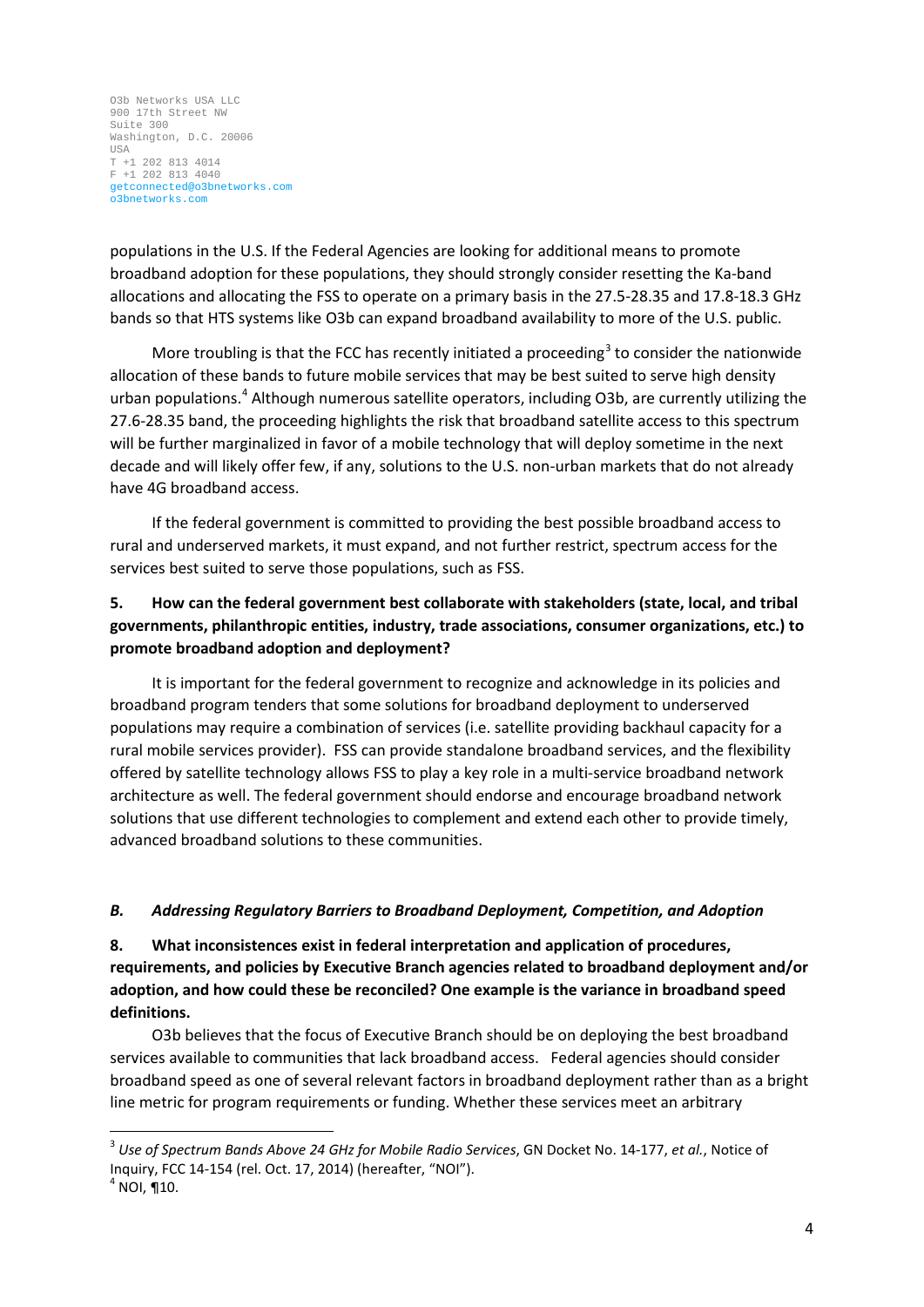populations in the U.S. If the Federal Agencies are looking for additional means to promote broadband adoption for these populations, they should strongly consider resetting the Ka-band allocations and allocating the FSS to operate on a primary basis in the 27.5-28.35 and 17.8-18.3 GHz bands so that HTS systems like O3b can expand broadband availability to more of the U.S. public.

More troubling is that the FCC has recently initiated a proceeding[3] to consider the nationwide allocation of these bands to future mobile services that may be best suited to serve high density urban populations.[4] Although numerous satellite operators, including O3b, are currently utilizing the 27.6-28.35 band, the proceeding highlights the risk that broadband satellite access to this spectrum will be further marginalized in favor of a mobile technology that will deploy sometime in the next decade and will likely offer few, if any, solutions to the U.S. non-urban markets that do not already have 4G broadband access.

If the federal government is committed to providing the best possible broadband access to rural and underserved markets, it must expand, and not further restrict, spectrum access for the services best suited to serve those populations, such as FSS.

**5. How can the federal government best collaborate with stakeholders (state, local, and tribal governments, philanthropic entities, industry, trade associations, consumer organizations, etc.) to promote broadband adoption and deployment?**

It is important for the federal government to recognize and acknowledge in its policies and broadband program tenders that some solutions for broadband deployment to underserved populations may require a combination of services (i.e. satellite providing backhaul capacity for a rural mobile services provider). FSS can provide standalone broadband services, and the flexibility offered by satellite technology allows FSS to play a key role in a multi-service broadband network architecture as well. The federal government should endorse and encourage broadband network solutions that use different technologies to complement and extend each other to provide timely, advanced broadband solutions to these communities.

### *B. Addressing Regulatory Barriers to Broadband Deployment, Competition, and Adoption*

**8. What inconsistences exist in federal interpretation and application of procedures, requirements, and policies by Executive Branch agencies related to broadband deployment and/or adoption, and how could these be reconciled? One example is the variance in broadband speed definitions.**

O3b believes that the focus of Executive Branch should be on deploying the best broadband services available to communities that lack broadband access. Federal agencies should consider broadband speed as one of several relevant factors in broadband deployment rather than as a bright line metric for program requirements or funding. Whether these services meet an arbitrary

---

[3] *Use of Spectrum Bands Above 24 GHz for Mobile Radio Services*, GN Docket No. 14-177, *et al.*, Notice of Inquiry, FCC 14-154 (rel. Oct. 17, 2014) (hereafter, "NOI").

[4] NOI, ¶10.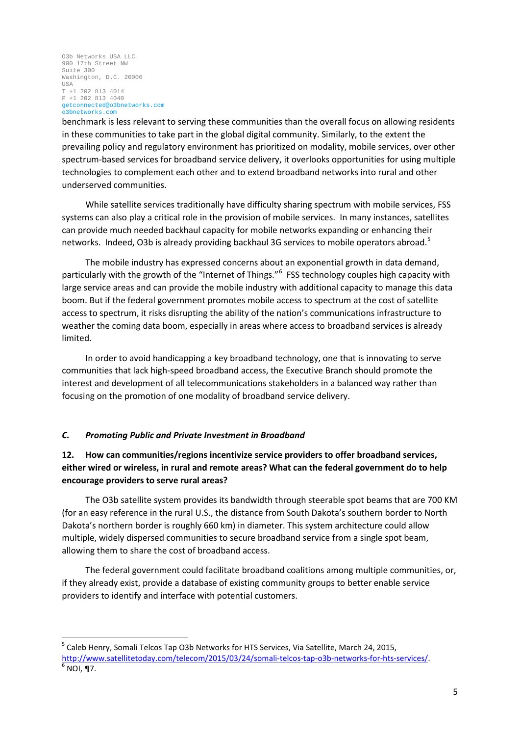benchmark is less relevant to serving these communities than the overall focus on allowing residents in these communities to take part in the global digital community. Similarly, to the extent the prevailing policy and regulatory environment has prioritized on modality, mobile services, over other spectrum-based services for broadband service delivery, it overlooks opportunities for using multiple technologies to complement each other and to extend broadband networks into rural and other underserved communities.

While satellite services traditionally have difficulty sharing spectrum with mobile services, FSS systems can also play a critical role in the provision of mobile services. In many instances, satellites can provide much needed backhaul capacity for mobile networks expanding or enhancing their networks. Indeed, O3b is already providing backhaul 3G services to mobile operators abroad.[5]

The mobile industry has expressed concerns about an exponential growth in data demand, particularly with the growth of the "Internet of Things."[6] FSS technology couples high capacity with large service areas and can provide the mobile industry with additional capacity to manage this data boom. But if the federal government promotes mobile access to spectrum at the cost of satellite access to spectrum, it risks disrupting the ability of the nation's communications infrastructure to weather the coming data boom, especially in areas where access to broadband services is already limited.

In order to avoid handicapping a key broadband technology, one that is innovating to serve communities that lack high-speed broadband access, the Executive Branch should promote the interest and development of all telecommunications stakeholders in a balanced way rather than focusing on the promotion of one modality of broadband service delivery.

### *C. Promoting Public and Private Investment in Broadband*

**12. How can communities/regions incentivize service providers to offer broadband services, either wired or wireless, in rural and remote areas? What can the federal government do to help encourage providers to serve rural areas?**

The O3b satellite system provides its bandwidth through steerable spot beams that are 700 KM (for an easy reference in the rural U.S., the distance from South Dakota's southern border to North Dakota's northern border is roughly 660 km) in diameter. This system architecture could allow multiple, widely dispersed communities to secure broadband service from a single spot beam, allowing them to share the cost of broadband access.

The federal government could facilitate broadband coalitions among multiple communities, or, if they already exist, provide a database of existing community groups to better enable service providers to identify and interface with potential customers.

---

[5] Caleb Henry, Somali Telcos Tap O3b Networks for HTS Services, Via Satellite, March 24, 2015, http://www.satellitetoday.com/telecom/2015/03/24/somali-telcos-tap-o3b-networks-for-hts-services/.

[6] NOI, ¶7.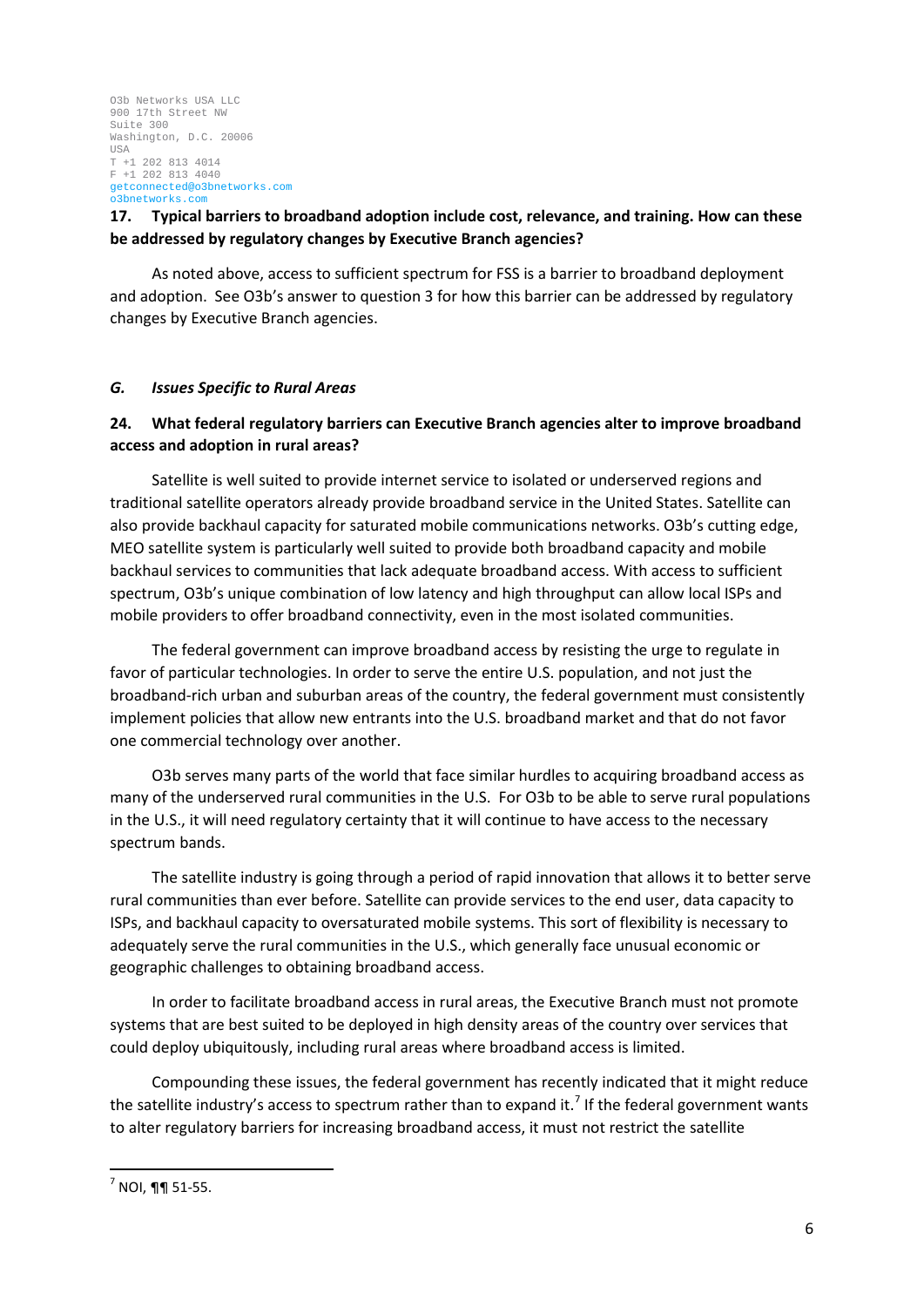O3b Networks USA LLC
900 17th Street NW
Suite 300
Washington, D.C. 20006
USA
T +1 202 813 4014
F +1 202 813 4040
getconnected@o3bnetworks.com
o3bnetworks.com

**17. Typical barriers to broadband adoption include cost, relevance, and training. How can these be addressed by regulatory changes by Executive Branch agencies?**

As noted above, access to sufficient spectrum for FSS is a barrier to broadband deployment and adoption. See O3b's answer to question 3 for how this barrier can be addressed by regulatory changes by Executive Branch agencies.

### *G. Issues Specific to Rural Areas*

**24. What federal regulatory barriers can Executive Branch agencies alter to improve broadband access and adoption in rural areas?**

Satellite is well suited to provide internet service to isolated or underserved regions and traditional satellite operators already provide broadband service in the United States. Satellite can also provide backhaul capacity for saturated mobile communications networks. O3b's cutting edge, MEO satellite system is particularly well suited to provide both broadband capacity and mobile backhaul services to communities that lack adequate broadband access. With access to sufficient spectrum, O3b's unique combination of low latency and high throughput can allow local ISPs and mobile providers to offer broadband connectivity, even in the most isolated communities.

The federal government can improve broadband access by resisting the urge to regulate in favor of particular technologies. In order to serve the entire U.S. population, and not just the broadband-rich urban and suburban areas of the country, the federal government must consistently implement policies that allow new entrants into the U.S. broadband market and that do not favor one commercial technology over another.

O3b serves many parts of the world that face similar hurdles to acquiring broadband access as many of the underserved rural communities in the U.S. For O3b to be able to serve rural populations in the U.S., it will need regulatory certainty that it will continue to have access to the necessary spectrum bands.

The satellite industry is going through a period of rapid innovation that allows it to better serve rural communities than ever before. Satellite can provide services to the end user, data capacity to ISPs, and backhaul capacity to oversaturated mobile systems. This sort of flexibility is necessary to adequately serve the rural communities in the U.S., which generally face unusual economic or geographic challenges to obtaining broadband access.

In order to facilitate broadband access in rural areas, the Executive Branch must not promote systems that are best suited to be deployed in high density areas of the country over services that could deploy ubiquitously, including rural areas where broadband access is limited.

Compounding these issues, the federal government has recently indicated that it might reduce the satellite industry's access to spectrum rather than to expand it.[7] If the federal government wants to alter regulatory barriers for increasing broadband access, it must not restrict the satellite

[7] NOI, ¶¶ 51-55.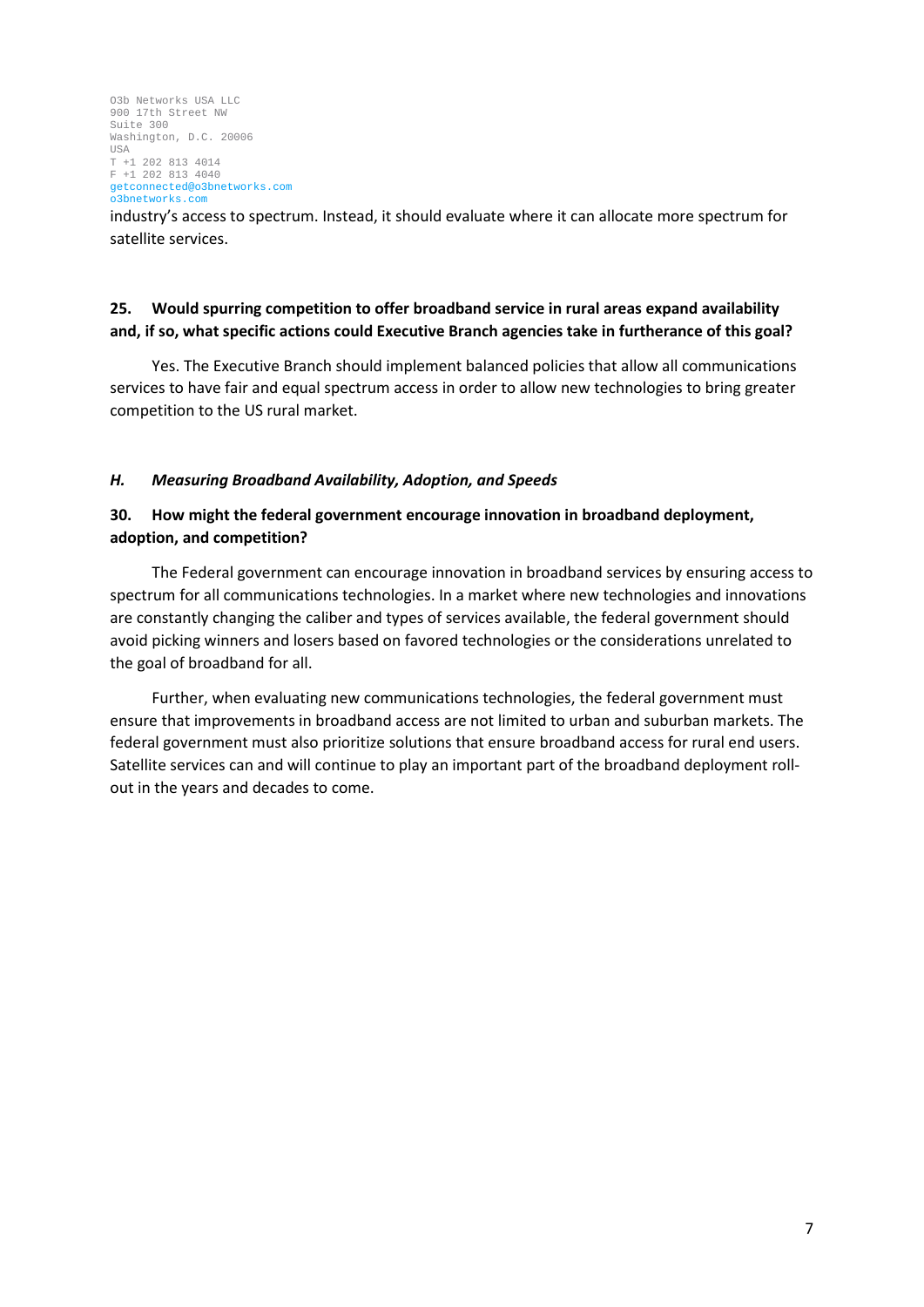O3b Networks USA LLC
900 17th Street NW
Suite 300
Washington, D.C. 20006
USA
T +1 202 813 4014
F +1 202 813 4040
getconnected@o3bnetworks.com
o3bnetworks.com

industry's access to spectrum. Instead, it should evaluate where it can allocate more spectrum for satellite services.

**25. Would spurring competition to offer broadband service in rural areas expand availability and, if so, what specific actions could Executive Branch agencies take in furtherance of this goal?**

Yes. The Executive Branch should implement balanced policies that allow all communications services to have fair and equal spectrum access in order to allow new technologies to bring greater competition to the US rural market.

### *H. Measuring Broadband Availability, Adoption, and Speeds*

**30. How might the federal government encourage innovation in broadband deployment, adoption, and competition?**

The Federal government can encourage innovation in broadband services by ensuring access to spectrum for all communications technologies. In a market where new technologies and innovations are constantly changing the caliber and types of services available, the federal government should avoid picking winners and losers based on favored technologies or the considerations unrelated to the goal of broadband for all.

Further, when evaluating new communications technologies, the federal government must ensure that improvements in broadband access are not limited to urban and suburban markets. The federal government must also prioritize solutions that ensure broadband access for rural end users. Satellite services can and will continue to play an important part of the broadband deployment roll-out in the years and decades to come.